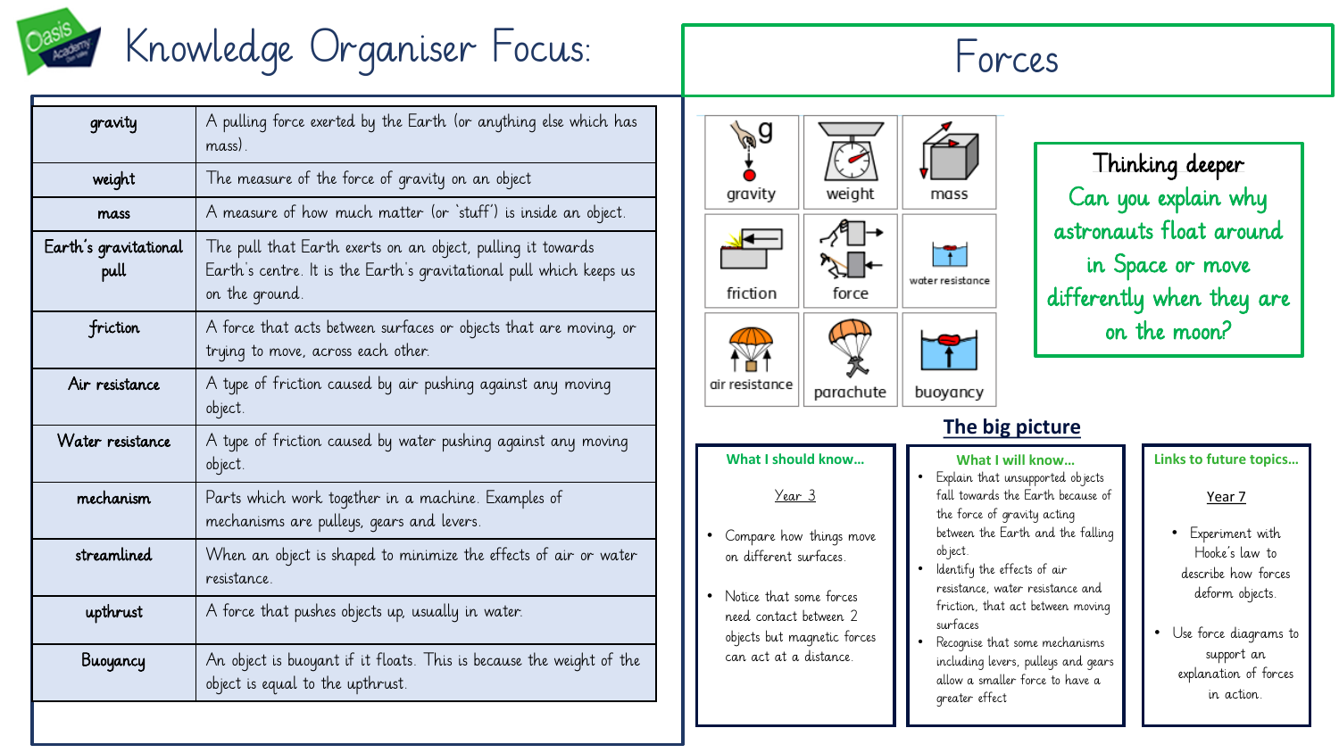# Knowledge Organiser Focus: Forces

| | |
|---|---|
| **gravity** | A pulling force exerted by the Earth (or anything else which has mass). |
| **weight** | The measure of the force of gravity on an object |
| **mass** | A measure of how much matter (or 'stuff') is inside an object. |
| **Earth's gravitational pull** | The pull that Earth exerts on an object, pulling it towards Earth's centre. It is the Earth's gravitational pull which keeps us on the ground. |
| **friction** | A force that acts between surfaces or objects that are moving, or trying to move, across each other. |
| **Air resistance** | A type of friction caused by air pushing against any moving object. |
| **Water resistance** | A type of friction caused by water pushing against any moving object. |
| **mechanism** | Parts which work together in a machine. Examples of mechanisms are pulleys, gears and levers. |
| **streamlined** | When an object is shaped to minimize the effects of air or water resistance. |
| **upthrust** | A force that pushes objects up, usually in water. |
| **Buoyancy** | An object is buoyant if it floats. This is because the weight of the object is equal to the upthrust. |

gravity, weight, mass, friction, force, water resistance, air resistance, parachute, buoyancy

## Thinking deeper

Can you explain why astronauts float around in Space or move differently when they are on the moon?

## The big picture

### What I should know...

Year 3

- Compare how things move on different surfaces.
- Notice that some forces need contact between 2 objects but magnetic forces can act at a distance.

### What I will know...

- Explain that unsupported objects fall towards the Earth because of the force of gravity acting between the Earth and the falling object.
- Identify the effects of air resistance, water resistance and friction, that act between moving surfaces
- Recognise that some mechanisms including levers, pulleys and gears allow a smaller force to have a greater effect

### Links to future topics...

Year 7

- Experiment with Hooke's law to describe how forces deform objects.
- Use force diagrams to support an explanation of forces in action.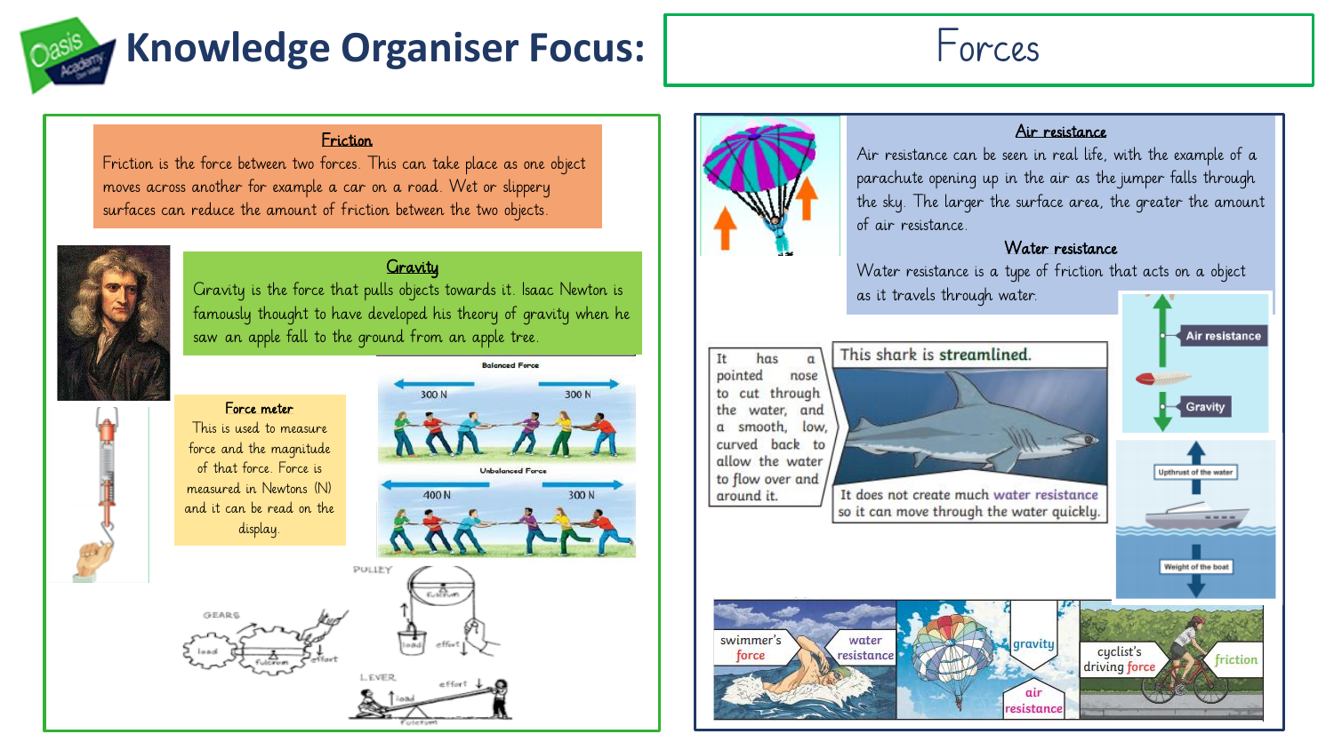# Knowledge Organiser Focus: Forces

## Friction

Friction is the force between two forces. This can take place as one object moves across another for example a car on a road. Wet or slippery surfaces can reduce the amount of friction between the two objects.

## Gravity

Gravity is the force that pulls objects towards it. Isaac Newton is famously thought to have developed his theory of gravity when he saw an apple fall to the ground from an apple tree.

## Force meter

This is used to measure force and the magnitude of that force. Force is measured in Newtons (N) and it can be read on the display.

Balanced Force: 300 N, 300 N

Unbalanced Force: 400 N, 300 N

PULLEY — fulcrum, load, effort

GEARS — load, fulcrum, effort

LEVER — load, effort, fulcrum

## Air resistance

Air resistance can be seen in real life, with the example of a parachute opening up in the air as the jumper falls through the sky. The larger the surface area, the greater the amount of air resistance.

## Water resistance

Water resistance is a type of friction that acts on a object as it travels through water.

It has a pointed nose to cut through the water, and a smooth, low, curved back to allow the water to flow over and around it.

This shark is **streamlined**.

It does not create much water resistance so it can move through the water quickly.

Air resistance / Gravity

Upthrust of the water / Weight of the boat

swimmer's force / water resistance / gravity / air resistance / cyclist's driving force / friction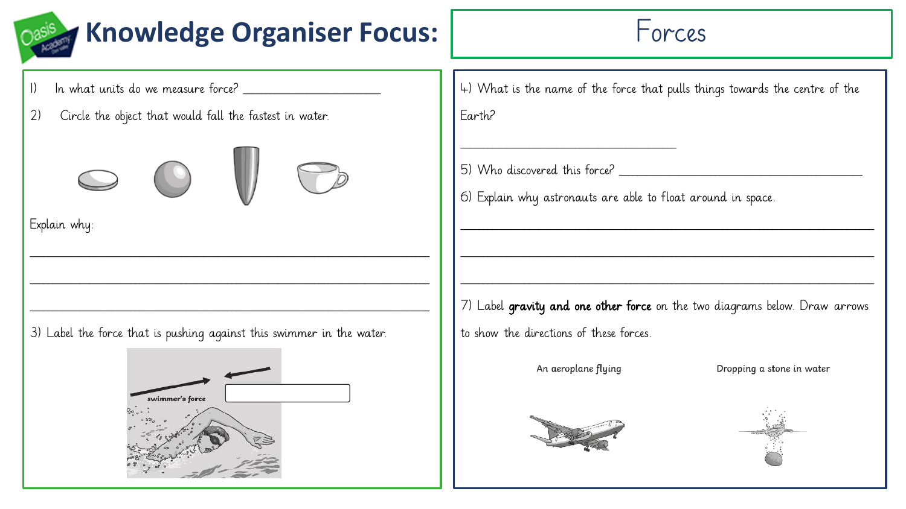# Knowledge Organiser Focus: Forces

1) In what units do we measure force? ______________________

2) Circle the object that would fall the fastest in water.

Explain why:

_______________________________________________

_______________________________________________

_______________________________________________

3) Label the force that is pushing against this swimmer in the water.

swimmer's force

4) What is the name of the force that pulls things towards the centre of the Earth?

______________________________

5) Who discovered this force? ______________________________

6) Explain why astronauts are able to float around in space.

_______________________________________________

_______________________________________________

_______________________________________________

7) Label **gravity and one other force** on the two diagrams below. Draw arrows to show the directions of these forces.

An aeroplane flying

Dropping a stone in water